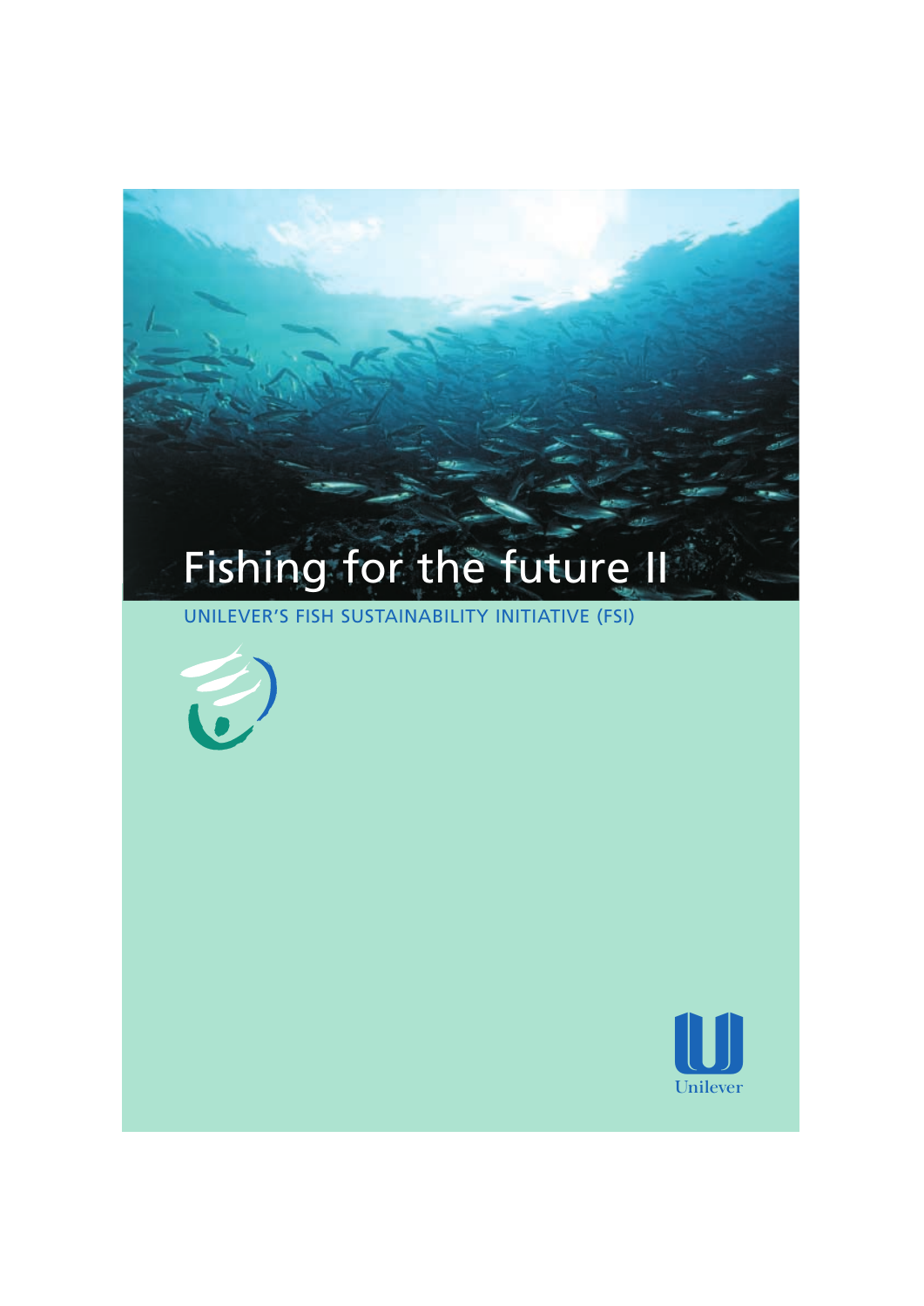# Fishing for the future II

UNILEVER'S FISH SUSTAINABILITY INITIATIVE (FSI)

Unilever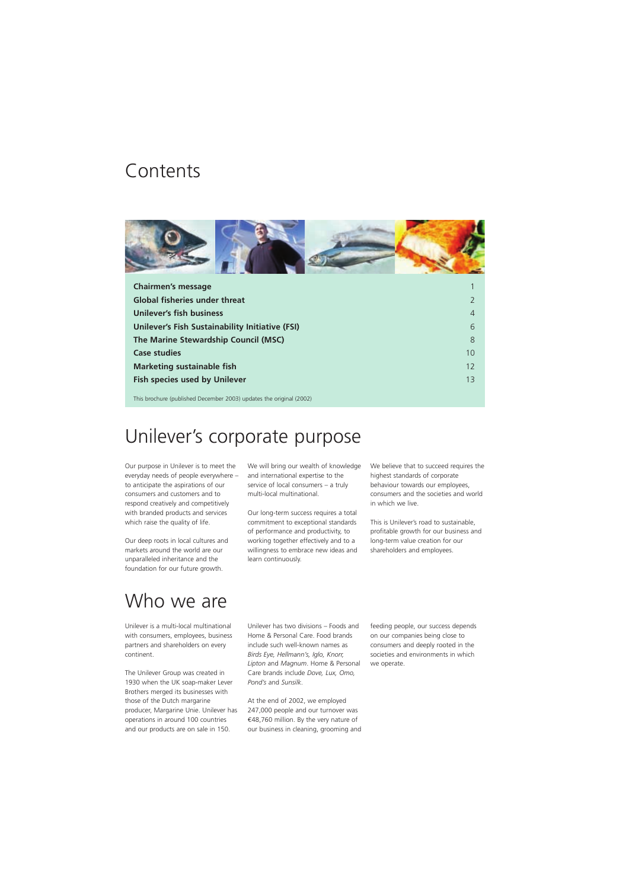# Contents

| | |
|---|---|
| **Chairmen's message** | 1 |
| **Global fisheries under threat** | 2 |
| **Unilever's fish business** | 4 |
| **Unilever's Fish Sustainability Initiative (FSI)** | 6 |
| **The Marine Stewardship Council (MSC)** | 8 |
| **Case studies** | 10 |
| **Marketing sustainable fish** | 12 |
| **Fish species used by Unilever** | 13 |

This brochure (published December 2003) updates the original (2002)

# Unilever's corporate purpose

Our purpose in Unilever is to meet the everyday needs of people everywhere – to anticipate the aspirations of our consumers and customers and to respond creatively and competitively with branded products and services which raise the quality of life.

Our deep roots in local cultures and markets around the world are our unparalleled inheritance and the foundation for our future growth.

We will bring our wealth of knowledge and international expertise to the service of local consumers – a truly multi-local multinational.

Our long-term success requires a total commitment to exceptional standards of performance and productivity, to working together effectively and to a willingness to embrace new ideas and learn continuously.

We believe that to succeed requires the highest standards of corporate behaviour towards our employees, consumers and the societies and world in which we live.

This is Unilever's road to sustainable, profitable growth for our business and long-term value creation for our shareholders and employees.

# Who we are

Unilever is a multi-local multinational with consumers, employees, business partners and shareholders on every continent.

The Unilever Group was created in 1930 when the UK soap-maker Lever Brothers merged its businesses with those of the Dutch margarine producer, Margarine Unie. Unilever has operations in around 100 countries and our products are on sale in 150.

Unilever has two divisions – Foods and Home & Personal Care. Food brands include such well-known names as *Birds Eye, Hellmann's, Iglo, Knorr, Lipton* and *Magnum*. Home & Personal Care brands include *Dove, Lux, Omo, Pond's* and *Sunsilk*.

At the end of 2002, we employed 247,000 people and our turnover was €48,760 million. By the very nature of our business in cleaning, grooming and feeding people, our success depends on our companies being close to consumers and deeply rooted in the societies and environments in which we operate.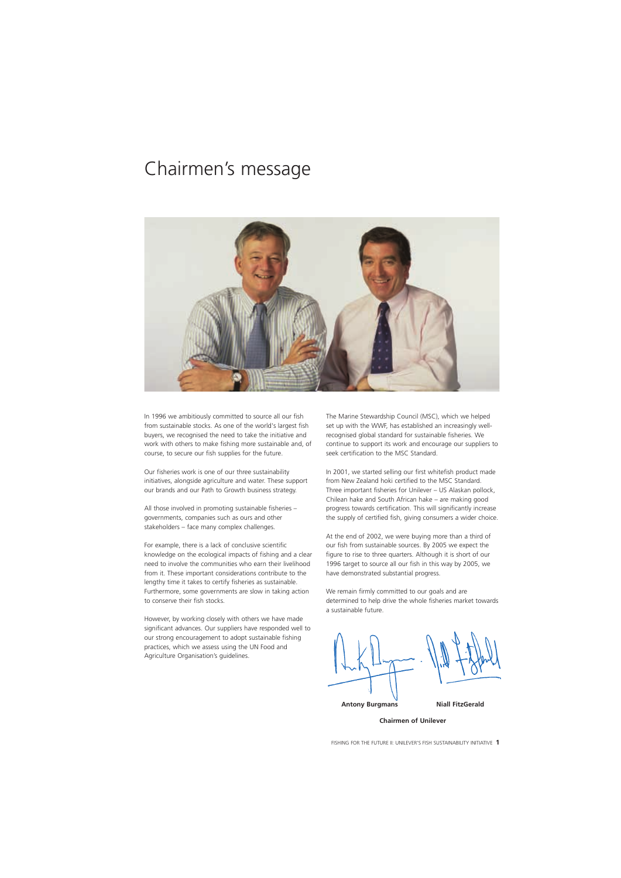# Chairmen's message

In 1996 we ambitiously committed to source all our fish from sustainable stocks. As one of the world's largest fish buyers, we recognised the need to take the initiative and work with others to make fishing more sustainable and, of course, to secure our fish supplies for the future.

Our fisheries work is one of our three sustainability initiatives, alongside agriculture and water. These support our brands and our Path to Growth business strategy.

All those involved in promoting sustainable fisheries – governments, companies such as ours and other stakeholders – face many complex challenges.

For example, there is a lack of conclusive scientific knowledge on the ecological impacts of fishing and a clear need to involve the communities who earn their livelihood from it. These important considerations contribute to the lengthy time it takes to certify fisheries as sustainable. Furthermore, some governments are slow in taking action to conserve their fish stocks.

However, by working closely with others we have made significant advances. Our suppliers have responded well to our strong encouragement to adopt sustainable fishing practices, which we assess using the UN Food and Agriculture Organisation's guidelines.

The Marine Stewardship Council (MSC), which we helped set up with the WWF, has established an increasingly well-recognised global standard for sustainable fisheries. We continue to support its work and encourage our suppliers to seek certification to the MSC Standard.

In 2001, we started selling our first whitefish product made from New Zealand hoki certified to the MSC Standard. Three important fisheries for Unilever – US Alaskan pollock, Chilean hake and South African hake – are making good progress towards certification. This will significantly increase the supply of certified fish, giving consumers a wider choice.

At the end of 2002, we were buying more than a third of our fish from sustainable sources. By 2005 we expect the figure to rise to three quarters. Although it is short of our 1996 target to source all our fish in this way by 2005, we have demonstrated substantial progress.

We remain firmly committed to our goals and are determined to help drive the whole fisheries market towards a sustainable future.

**Antony Burgmans** **Niall FitzGerald**

**Chairmen of Unilever**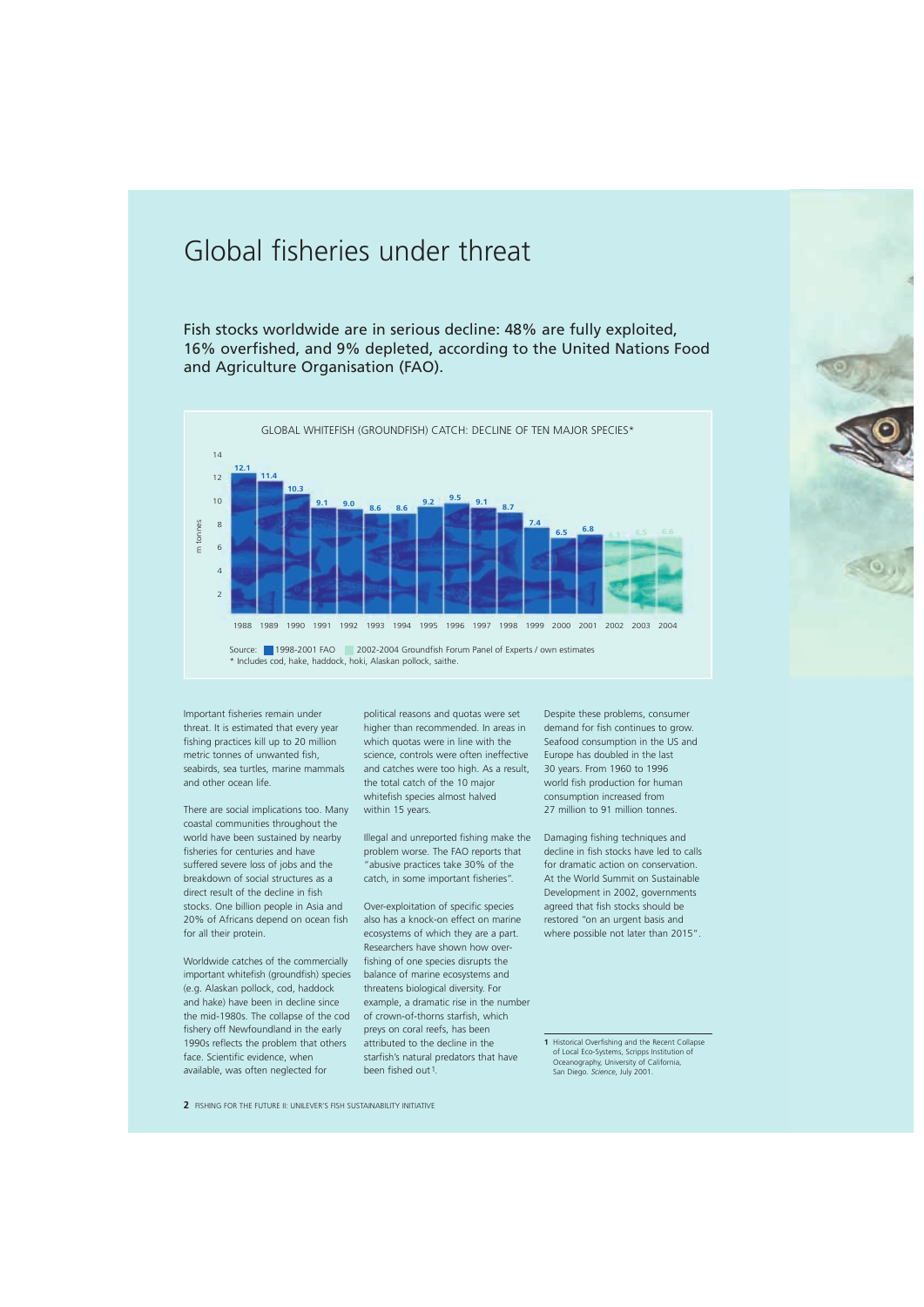# Global fisheries under threat

Fish stocks worldwide are in serious decline: 48% are fully exploited, 16% overfished, and 9% depleted, according to the United Nations Food and Agriculture Organisation (FAO).

GLOBAL WHITEFISH (GROUNDFISH) CATCH: DECLINE OF TEN MAJOR SPECIES*

| Year | m tonnes |
|---|---|
| 1988 | 12.1 |
| 1989 | 11.4 |
| 1990 | 10.3 |
| 1991 | 9.1 |
| 1992 | 9.0 |
| 1993 | 8.6 |
| 1994 | 8.6 |
| 1995 | 9.2 |
| 1996 | 9.5 |
| 1997 | 9.1 |
| 1998 | 8.7 |
| 1999 | 7.4 |
| 2000 | 6.5 |
| 2001 | 6.8 |
| 2002 | 6.3 |
| 2003 | 6.5 |
| 2004 | 6.6 |

Source: 1998-2001 FAO; 2002-2004 Groundfish Forum Panel of Experts / own estimates
* Includes cod, hake, haddock, hoki, Alaskan pollock, saithe.

Important fisheries remain under threat. It is estimated that every year fishing practices kill up to 20 million metric tonnes of unwanted fish, seabirds, sea turtles, marine mammals and other ocean life.

There are social implications too. Many coastal communities throughout the world have been sustained by nearby fisheries for centuries and have suffered severe loss of jobs and the breakdown of social structures as a direct result of the decline in fish stocks. One billion people in Asia and 20% of Africans depend on ocean fish for all their protein.

Worldwide catches of the commercially important whitefish (groundfish) species (e.g. Alaskan pollock, cod, haddock and hake) have been in decline since the mid-1980s. The collapse of the cod fishery off Newfoundland in the early 1990s reflects the problem that others face. Scientific evidence, when available, was often neglected for political reasons and quotas were set higher than recommended. In areas in which quotas were in line with the science, controls were often ineffective and catches were too high. As a result, the total catch of the 10 major whitefish species almost halved within 15 years.

Illegal and unreported fishing make the problem worse. The FAO reports that "abusive practices take 30% of the catch, in some important fisheries".

Over-exploitation of specific species also has a knock-on effect on marine ecosystems of which they are a part. Researchers have shown how over-fishing of one species disrupts the balance of marine ecosystems and threatens biological diversity. For example, a dramatic rise in the number of crown-of-thorns starfish, which preys on coral reefs, has been attributed to the decline in the starfish's natural predators that have been fished out[1].

Despite these problems, consumer demand for fish continues to grow. Seafood consumption in the US and Europe has doubled in the last 30 years. From 1960 to 1996 world fish production for human consumption increased from 27 million to 91 million tonnes.

Damaging fishing techniques and decline in fish stocks have led to calls for dramatic action on conservation. At the World Summit on Sustainable Development in 2002, governments agreed that fish stocks should be restored "on an urgent basis and where possible not later than 2015".

1 Historical Overfishing and the Recent Collapse of Local Eco-Systems, Scripps Institution of Oceanography, University of California, San Diego. *Science*, July 2001.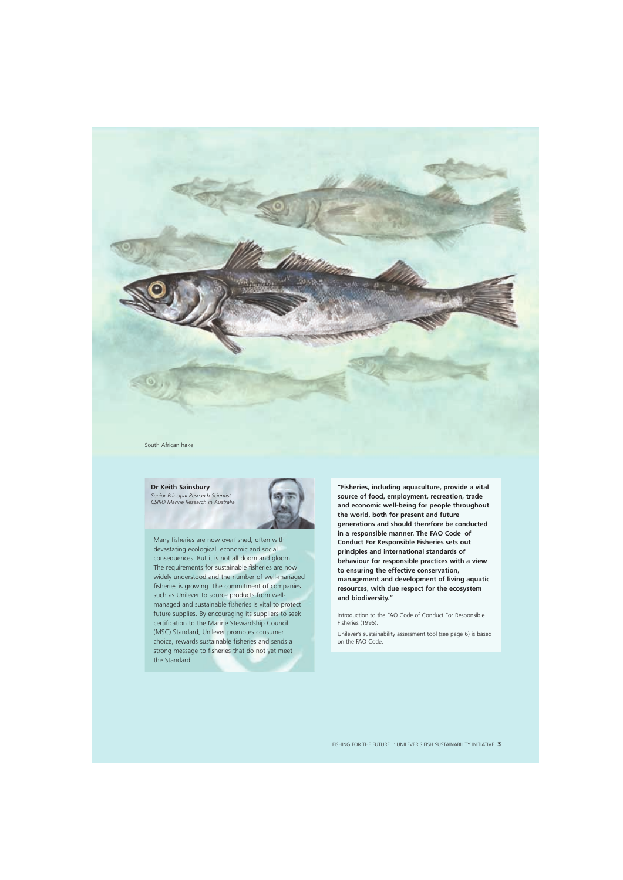South African hake

**Dr Keith Sainsbury**
*Senior Principal Research Scientist*
*CSIRO Marine Research in Australia*

Many fisheries are now overfished, often with devastating ecological, economic and social consequences. But it is not all doom and gloom. The requirements for sustainable fisheries are now widely understood and the number of well-managed fisheries is growing. The commitment of companies such as Unilever to source products from well-managed and sustainable fisheries is vital to protect future supplies. By encouraging its suppliers to seek certification to the Marine Stewardship Council (MSC) Standard, Unilever promotes consumer choice, rewards sustainable fisheries and sends a strong message to fisheries that do not yet meet the Standard.

**"Fisheries, including aquaculture, provide a vital source of food, employment, recreation, trade and economic well-being for people throughout the world, both for present and future generations and should therefore be conducted in a responsible manner. The FAO Code of Conduct For Responsible Fisheries sets out principles and international standards of behaviour for responsible practices with a view to ensuring the effective conservation, management and development of living aquatic resources, with due respect for the ecosystem and biodiversity."**

Introduction to the FAO Code of Conduct For Responsible Fisheries (1995).

Unilever's sustainability assessment tool (see page 6) is based on the FAO Code.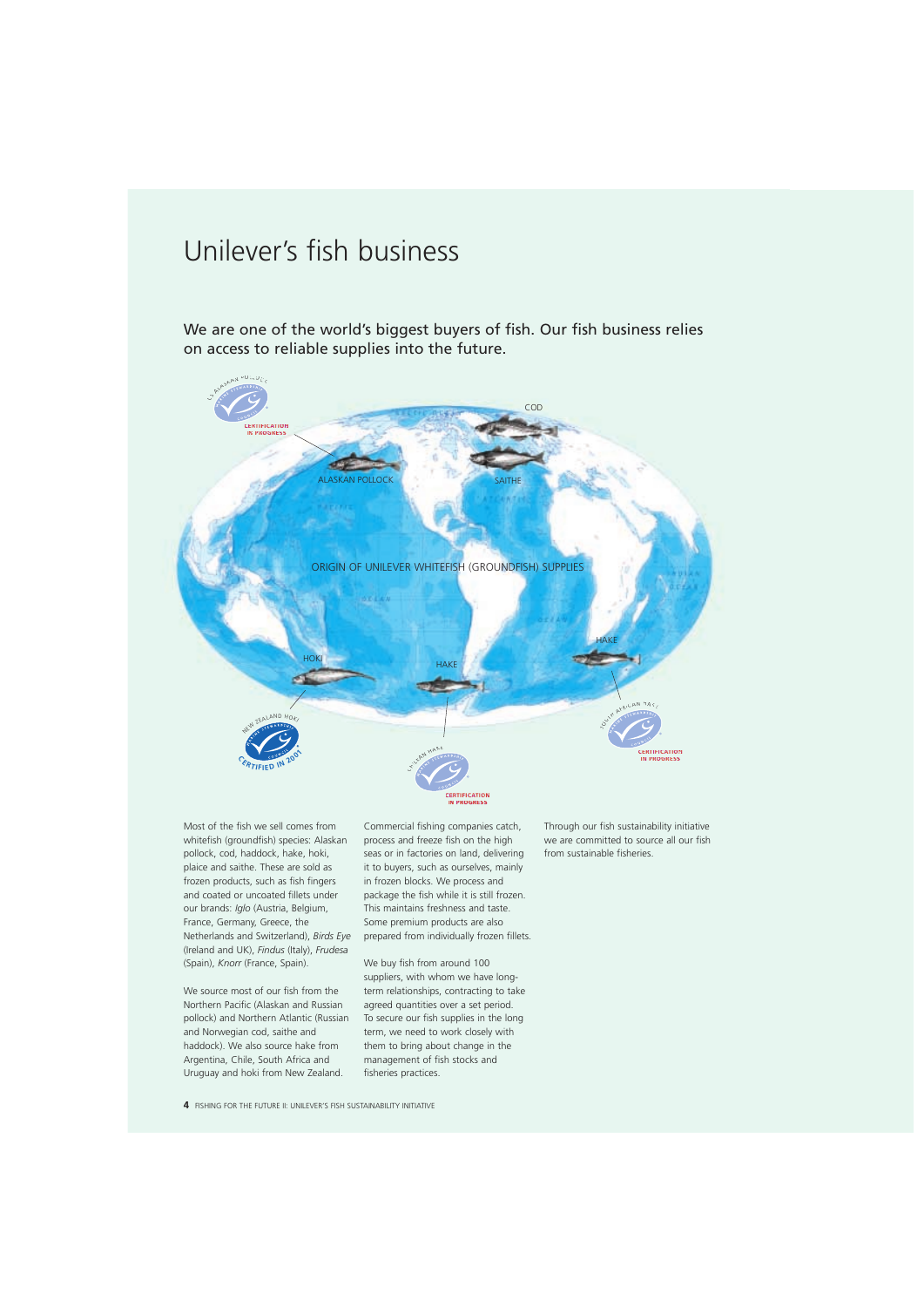# Unilever's fish business

We are one of the world's biggest buyers of fish. Our fish business relies on access to reliable supplies into the future.

ORIGIN OF UNILEVER WHITEFISH (GROUNDFISH) SUPPLIES

Most of the fish we sell comes from whitefish (groundfish) species: Alaskan pollock, cod, haddock, hake, hoki, plaice and saithe. These are sold as frozen products, such as fish fingers and coated or uncoated fillets under our brands: *Iglo* (Austria, Belgium, France, Germany, Greece, the Netherlands and Switzerland), *Birds Eye* (Ireland and UK), *Findus* (Italy), *Frudesa* (Spain), *Knorr* (France, Spain).

We source most of our fish from the Northern Pacific (Alaskan and Russian pollock) and Northern Atlantic (Russian and Norwegian cod, saithe and haddock). We also source hake from Argentina, Chile, South Africa and Uruguay and hoki from New Zealand.

Commercial fishing companies catch, process and freeze fish on the high seas or in factories on land, delivering it to buyers, such as ourselves, mainly in frozen blocks. We process and package the fish while it is still frozen. This maintains freshness and taste. Some premium products are also prepared from individually frozen fillets.

We buy fish from around 100 suppliers, with whom we have long-term relationships, contracting to take agreed quantities over a set period. To secure our fish supplies in the long term, we need to work closely with them to bring about change in the management of fish stocks and fisheries practices.

Through our fish sustainability initiative we are committed to source all our fish from sustainable fisheries.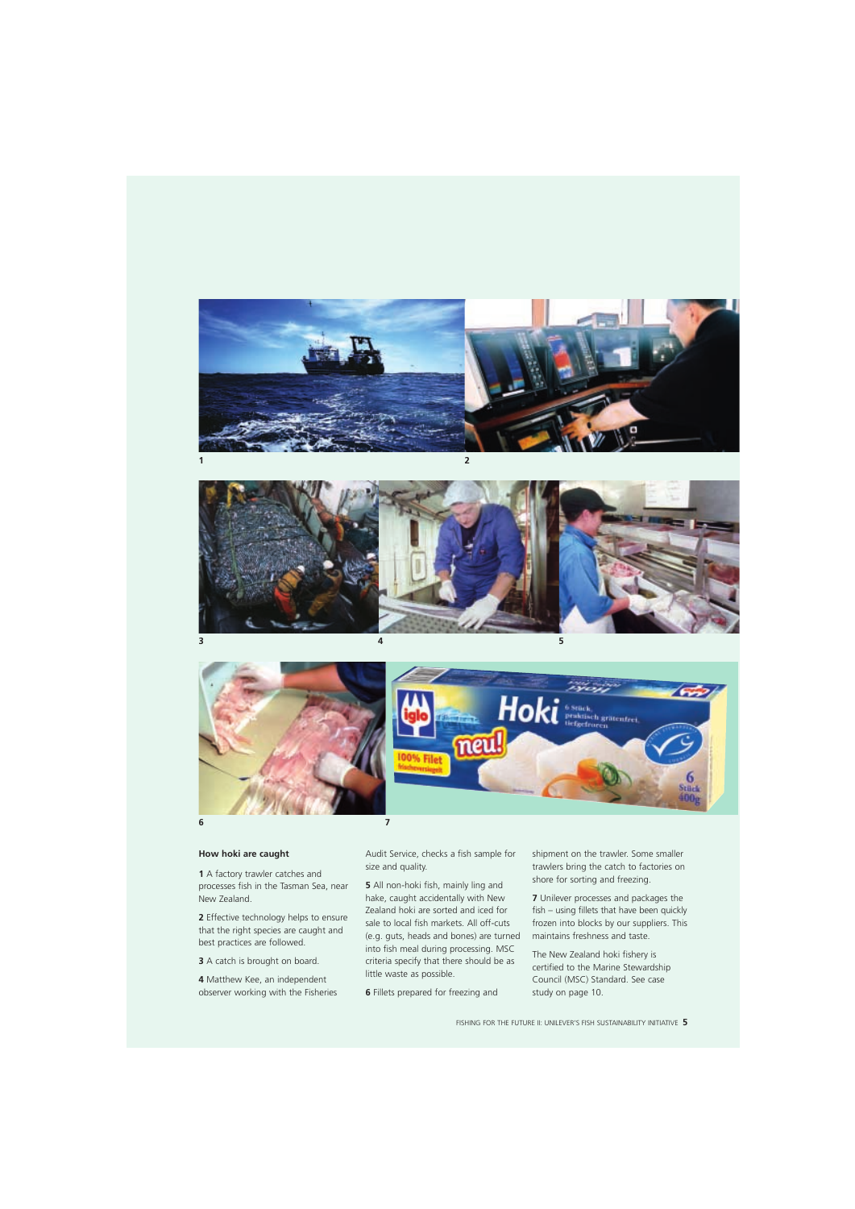**How hoki are caught**

**1** A factory trawler catches and processes fish in the Tasman Sea, near New Zealand.

**2** Effective technology helps to ensure that the right species are caught and best practices are followed.

**3** A catch is brought on board.

**4** Matthew Kee, an independent observer working with the Fisheries Audit Service, checks a fish sample for size and quality.

**5** All non-hoki fish, mainly ling and hake, caught accidentally with New Zealand hoki are sorted and iced for sale to local fish markets. All off-cuts (e.g. guts, heads and bones) are turned into fish meal during processing. MSC criteria specify that there should be as little waste as possible.

**6** Fillets prepared for freezing and shipment on the trawler. Some smaller trawlers bring the catch to factories on shore for sorting and freezing.

**7** Unilever processes and packages the fish – using fillets that have been quickly frozen into blocks by our suppliers. This maintains freshness and taste.

The New Zealand hoki fishery is certified to the Marine Stewardship Council (MSC) Standard. See case study on page 10.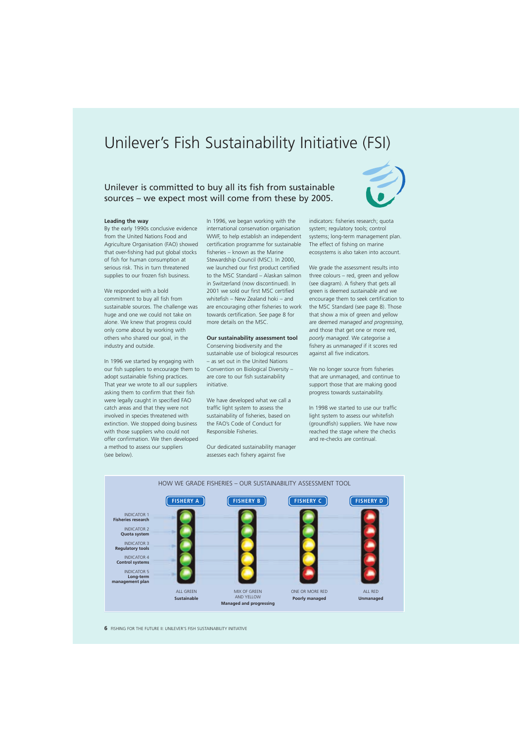# Unilever's Fish Sustainability Initiative (FSI)

## Unilever is committed to buy all its fish from sustainable sources – we expect most will come from these by 2005.

**Leading the way**

By the early 1990s conclusive evidence from the United Nations Food and Agriculture Organisation (FAO) showed that over-fishing had put global stocks of fish for human consumption at serious risk. This in turn threatened supplies to our frozen fish business.

We responded with a bold commitment to buy all fish from sustainable sources. The challenge was huge and one we could not take on alone. We knew that progress could only come about by working with others who shared our goal, in the industry and outside.

In 1996 we started by engaging with our fish suppliers to encourage them to adopt sustainable fishing practices. That year we wrote to all our suppliers asking them to confirm that their fish were legally caught in specified FAO catch areas and that they were not involved in species threatened with extinction. We stopped doing business with those suppliers who could not offer confirmation. We then developed a method to assess our suppliers (see below).

In 1996, we began working with the international conservation organisation WWF, to help establish an independent certification programme for sustainable fisheries – known as the Marine Stewardship Council (MSC). In 2000, we launched our first product certified to the MSC Standard – Alaskan salmon in Switzerland (now discontinued). In 2001 we sold our first MSC certified whitefish – New Zealand hoki – and are encouraging other fisheries to work towards certification. See page 8 for more details on the MSC.

**Our sustainability assessment tool**

Conserving biodiversity and the sustainable use of biological resources – as set out in the United Nations Convention on Biological Diversity – are core to our fish sustainability initiative.

We have developed what we call a traffic light system to assess the sustainability of fisheries, based on the FAO's Code of Conduct for Responsible Fisheries.

Our dedicated sustainability manager assesses each fishery against five indicators: fisheries research; quota system; regulatory tools; control systems; long-term management plan. The effect of fishing on marine ecosystems is also taken into account.

We grade the assessment results into three colours – red, green and yellow (see diagram). A fishery that gets all green is deemed *sustainable* and we encourage them to seek certification to the MSC Standard (see page 8). Those that show a mix of green and yellow are deemed *managed and progressing*, and those that get one or more red, *poorly managed*. We categorise a fishery as *unmanaged* if it scores red against all five indicators.

We no longer source from fisheries that are unmanaged, and continue to support those that are making good progress towards sustainability.

In 1998 we started to use our traffic light system to assess our whitefish (groundfish) suppliers. We have now reached the stage where the checks and re-checks are continual.

**HOW WE GRADE FISHERIES – OUR SUSTAINABILITY ASSESSMENT TOOL**

| | FISHERY A | FISHERY B | FISHERY C | FISHERY D |
|---|---|---|---|---|
| INDICATOR 1 Fisheries research | Green | Green | Green | Red |
| INDICATOR 2 Quota system | Green | Green | Green | Red |
| INDICATOR 3 Regulatory tools | Green | Yellow | Yellow | Red |
| INDICATOR 4 Control systems | Green | Yellow | Yellow | Red |
| INDICATOR 5 Long-term management plan | Green | Yellow | Red | Red |
| | ALL GREEN **Sustainable** | MIX OF GREEN AND YELLOW **Managed and progressing** | ONE OR MORE RED **Poorly managed** | ALL RED **Unmanaged** |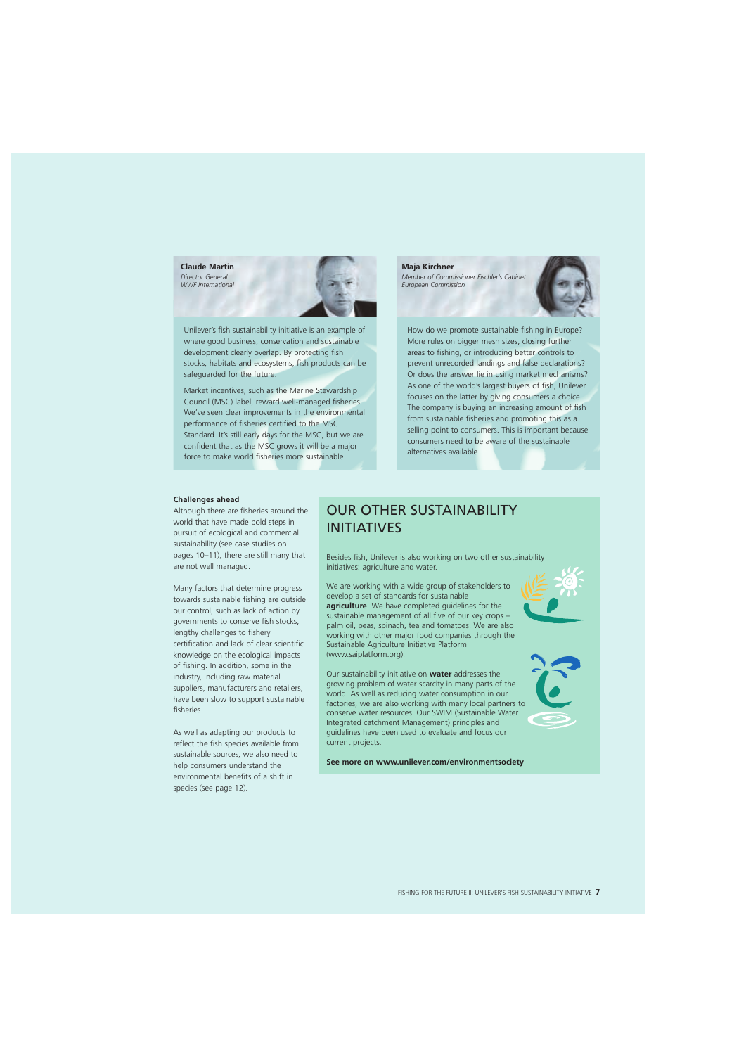**Claude Martin**
*Director General*
*WWF International*

Unilever's fish sustainability initiative is an example of where good business, conservation and sustainable development clearly overlap. By protecting fish stocks, habitats and ecosystems, fish products can be safeguarded for the future.

Market incentives, such as the Marine Stewardship Council (MSC) label, reward well-managed fisheries. We've seen clear improvements in the environmental performance of fisheries certified to the MSC Standard. It's still early days for the MSC, but we are confident that as the MSC grows it will be a major force to make world fisheries more sustainable.

**Maja Kirchner**
*Member of Commissioner Fischler's Cabinet*
*European Commission*

How do we promote sustainable fishing in Europe? More rules on bigger mesh sizes, closing further areas to fishing, or introducing better controls to prevent unrecorded landings and false declarations? Or does the answer lie in using market mechanisms? As one of the world's largest buyers of fish, Unilever focuses on the latter by giving consumers a choice. The company is buying an increasing amount of fish from sustainable fisheries and promoting this as a selling point to consumers. This is important because consumers need to be aware of the sustainable alternatives available.

**Challenges ahead**

Although there are fisheries around the world that have made bold steps in pursuit of ecological and commercial sustainability (see case studies on pages 10–11), there are still many that are not well managed.

Many factors that determine progress towards sustainable fishing are outside our control, such as lack of action by governments to conserve fish stocks, lengthy challenges to fishery certification and lack of clear scientific knowledge on the ecological impacts of fishing. In addition, some in the industry, including raw material suppliers, manufacturers and retailers, have been slow to support sustainable fisheries.

As well as adapting our products to reflect the fish species available from sustainable sources, we also need to help consumers understand the environmental benefits of a shift in species (see page 12).

## OUR OTHER SUSTAINABILITY INITIATIVES

Besides fish, Unilever is also working on two other sustainability initiatives: agriculture and water.

We are working with a wide group of stakeholders to develop a set of standards for sustainable **agriculture**. We have completed guidelines for the sustainable management of all five of our key crops – palm oil, peas, spinach, tea and tomatoes. We are also working with other major food companies through the Sustainable Agriculture Initiative Platform (www.saiplatform.org).

Our sustainability initiative on **water** addresses the growing problem of water scarcity in many parts of the world. As well as reducing water consumption in our factories, we are also working with many local partners to conserve water resources. Our SWIM (Sustainable Water Integrated catchment Management) principles and guidelines have been used to evaluate and focus our current projects.

**See more on www.unilever.com/environmentsociety**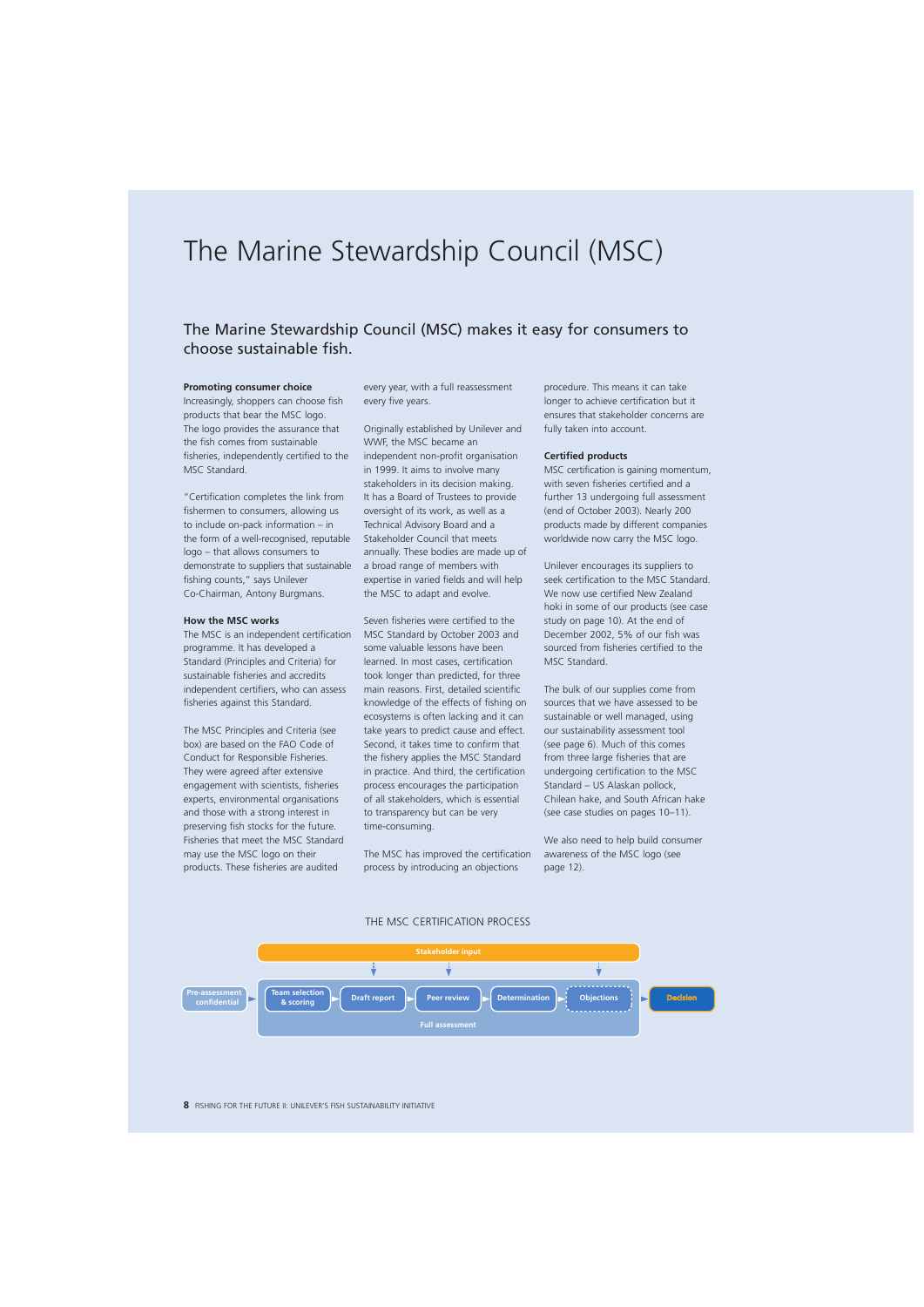# The Marine Stewardship Council (MSC)

## The Marine Stewardship Council (MSC) makes it easy for consumers to choose sustainable fish.

**Promoting consumer choice**
Increasingly, shoppers can choose fish products that bear the MSC logo. The logo provides the assurance that the fish comes from sustainable fisheries, independently certified to the MSC Standard.

"Certification completes the link from fishermen to consumers, allowing us to include on-pack information – in the form of a well-recognised, reputable logo – that allows consumers to demonstrate to suppliers that sustainable fishing counts," says Unilever Co-Chairman, Antony Burgmans.

**How the MSC works**
The MSC is an independent certification programme. It has developed a Standard (Principles and Criteria) for sustainable fisheries and accredits independent certifiers, who can assess fisheries against this Standard.

The MSC Principles and Criteria (see box) are based on the FAO Code of Conduct for Responsible Fisheries. They were agreed after extensive engagement with scientists, fisheries experts, environmental organisations and those with a strong interest in preserving fish stocks for the future. Fisheries that meet the MSC Standard may use the MSC logo on their products. These fisheries are audited every year, with a full reassessment every five years.

Originally established by Unilever and WWF, the MSC became an independent non-profit organisation in 1999. It aims to involve many stakeholders in its decision making. It has a Board of Trustees to provide oversight of its work, as well as a Technical Advisory Board and a Stakeholder Council that meets annually. These bodies are made up of a broad range of members with expertise in varied fields and will help the MSC to adapt and evolve.

Seven fisheries were certified to the MSC Standard by October 2003 and some valuable lessons have been learned. In most cases, certification took longer than predicted, for three main reasons. First, detailed scientific knowledge of the effects of fishing on ecosystems is often lacking and it can take years to predict cause and effect. Second, it takes time to confirm that the fishery applies the MSC Standard in practice. And third, the certification process encourages the participation of all stakeholders, which is essential to transparency but can be very time-consuming.

The MSC has improved the certification process by introducing an objections procedure. This means it can take longer to achieve certification but it ensures that stakeholder concerns are fully taken into account.

**Certified products**
MSC certification is gaining momentum, with seven fisheries certified and a further 13 undergoing full assessment (end of October 2003). Nearly 200 products made by different companies worldwide now carry the MSC logo.

Unilever encourages its suppliers to seek certification to the MSC Standard. We now use certified New Zealand hoki in some of our products (see case study on page 10). At the end of December 2002, 5% of our fish was sourced from fisheries certified to the MSC Standard.

The bulk of our supplies come from sources that we have assessed to be sustainable or well managed, using our sustainability assessment tool (see page 6). Much of this comes from three large fisheries that are undergoing certification to the MSC Standard – US Alaskan pollock, Chilean hake, and South African hake (see case studies on pages 10–11).

We also need to help build consumer awareness of the MSC logo (see page 12).

THE MSC CERTIFICATION PROCESS

Stakeholder input

Pre-assessment confidential → [Full assessment: Team selection & scoring → Draft report → Peer review → Determination → Objections] → Decision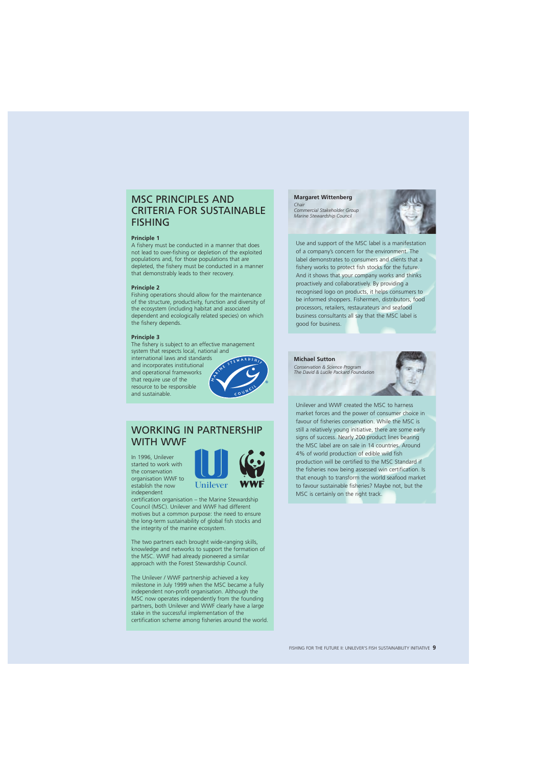## MSC PRINCIPLES AND CRITERIA FOR SUSTAINABLE FISHING

**Principle 1**
A fishery must be conducted in a manner that does not lead to over-fishing or depletion of the exploited populations and, for those populations that are depleted, the fishery must be conducted in a manner that demonstrably leads to their recovery.

**Principle 2**
Fishing operations should allow for the maintenance of the structure, productivity, function and diversity of the ecosystem (including habitat and associated dependent and ecologically related species) on which the fishery depends.

**Principle 3**
The fishery is subject to an effective management system that respects local, national and international laws and standards and incorporates institutional and operational frameworks that require use of the resource to be responsible and sustainable.

## WORKING IN PARTNERSHIP WITH WWF

In 1996, Unilever started to work with the conservation organisation WWF to establish the now independent certification organisation – the Marine Stewardship Council (MSC). Unilever and WWF had different motives but a common purpose: the need to ensure the long-term sustainability of global fish stocks and the integrity of the marine ecosystem.

The two partners each brought wide-ranging skills, knowledge and networks to support the formation of the MSC. WWF had already pioneered a similar approach with the Forest Stewardship Council.

The Unilever / WWF partnership achieved a key milestone in July 1999 when the MSC became a fully independent non-profit organisation. Although the MSC now operates independently from the founding partners, both Unilever and WWF clearly have a large stake in the successful implementation of the certification scheme among fisheries around the world.

**Margaret Wittenberg**
*Chair*
*Commercial Stakeholder Group*
*Marine Stewardship Council*

Use and support of the MSC label is a manifestation of a company's concern for the environment. The label demonstrates to consumers and clients that a fishery works to protect fish stocks for the future. And it shows that your company works and thinks proactively and collaboratively. By providing a recognised logo on products, it helps consumers to be informed shoppers. Fishermen, distributors, food processors, retailers, restaurateurs and seafood business consultants all say that the MSC label is good for business.

**Michael Sutton**
*Conservation & Science Program*
*The David & Lucile Packard Foundation*

Unilever and WWF created the MSC to harness market forces and the power of consumer choice in favour of fisheries conservation. While the MSC is still a relatively young initiative, there are some early signs of success. Nearly 200 product lines bearing the MSC label are on sale in 14 countries. Around 4% of world production of edible wild fish production will be certified to the MSC Standard if the fisheries now being assessed win certification. Is that enough to transform the world seafood market to favour sustainable fisheries? Maybe not, but the MSC is certainly on the right track.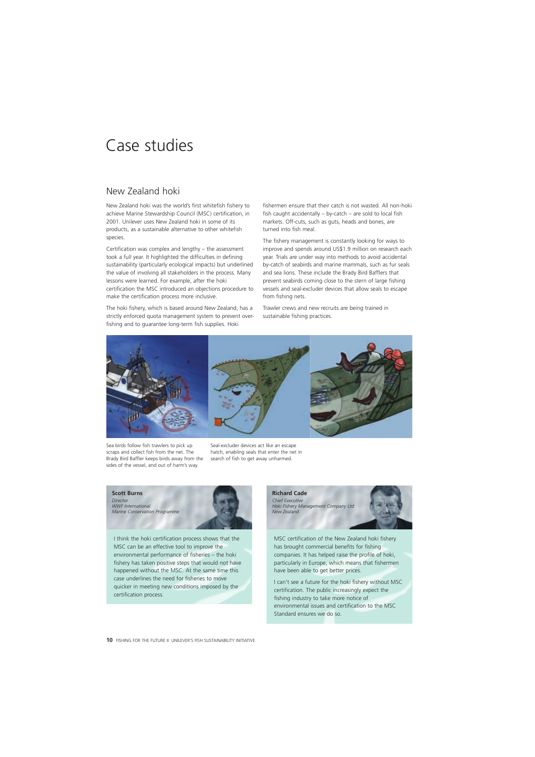# Case studies

## New Zealand hoki

New Zealand hoki was the world's first whitefish fishery to achieve Marine Stewardship Council (MSC) certification, in 2001. Unilever uses New Zealand hoki in some of its products, as a sustainable alternative to other whitefish species.

Certification was complex and lengthy – the assessment took a full year. It highlighted the difficulties in defining sustainability (particularly ecological impacts) but underlined the value of involving all stakeholders in the process. Many lessons were learned. For example, after the hoki certification the MSC introduced an objections procedure to make the certification process more inclusive.

The hoki fishery, which is based around New Zealand, has a strictly enforced quota management system to prevent over-fishing and to guarantee long-term fish supplies. Hoki fishermen ensure that their catch is not wasted. All non-hoki fish caught accidentally – by-catch – are sold to local fish markets. Off-cuts, such as guts, heads and bones, are turned into fish meal.

The fishery management is constantly looking for ways to improve and spends around US$1.9 million on research each year. Trials are under way into methods to avoid accidental by-catch of seabirds and marine mammals, such as fur seals and sea lions. These include the Brady Bird Bafflers that prevent seabirds coming close to the stern of large fishing vessels and seal-excluder devices that allow seals to escape from fishing nets.

Trawler crews and new recruits are being trained in sustainable fishing practices.

Sea birds follow fish trawlers to pick up scraps and collect fish from the net. The Brady Bird Baffler keeps birds away from the sides of the vessel, and out of harm's way.

Seal-excluder devices act like an escape hatch, enabling seals that enter the net in search of fish to get away unharmed.

**Scott Burns**
*Director*
*WWF International*
*Marine Conservation Programme*

I think the hoki certification process shows that the MSC can be an effective tool to improve the environmental performance of fisheries – the hoki fishery has taken positive steps that would not have happened without the MSC. At the same time this case underlines the need for fisheries to move quicker in meeting new conditions imposed by the certification process.

**Richard Cade**
*Chief Executive*
*Hoki Fishery Management Company Ltd*
*New Zealand*

MSC certification of the New Zealand hoki fishery has brought commercial benefits for fishing companies. It has helped raise the profile of hoki, particularly in Europe, which means that fishermen have been able to get better prices.

I can't see a future for the hoki fishery without MSC certification. The public increasingly expect the fishing industry to take more notice of environmental issues and certification to the MSC Standard ensures we do so.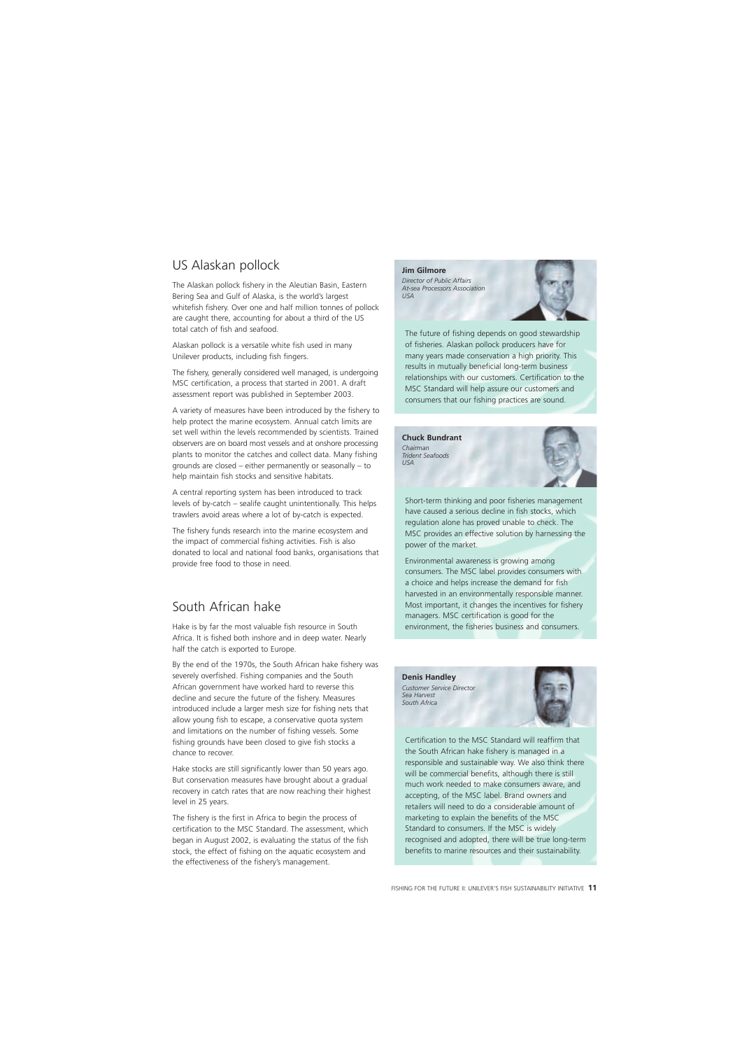## US Alaskan pollock

The Alaskan pollock fishery in the Aleutian Basin, Eastern Bering Sea and Gulf of Alaska, is the world's largest whitefish fishery. Over one and half million tonnes of pollock are caught there, accounting for about a third of the US total catch of fish and seafood.

Alaskan pollock is a versatile white fish used in many Unilever products, including fish fingers.

The fishery, generally considered well managed, is undergoing MSC certification, a process that started in 2001. A draft assessment report was published in September 2003.

A variety of measures have been introduced by the fishery to help protect the marine ecosystem. Annual catch limits are set well within the levels recommended by scientists. Trained observers are on board most vessels and at onshore processing plants to monitor the catches and collect data. Many fishing grounds are closed – either permanently or seasonally – to help maintain fish stocks and sensitive habitats.

A central reporting system has been introduced to track levels of by-catch – sealife caught unintentionally. This helps trawlers avoid areas where a lot of by-catch is expected.

The fishery funds research into the marine ecosystem and the impact of commercial fishing activities. Fish is also donated to local and national food banks, organisations that provide free food to those in need.

## South African hake

Hake is by far the most valuable fish resource in South Africa. It is fished both inshore and in deep water. Nearly half the catch is exported to Europe.

By the end of the 1970s, the South African hake fishery was severely overfished. Fishing companies and the South African government have worked hard to reverse this decline and secure the future of the fishery. Measures introduced include a larger mesh size for fishing nets that allow young fish to escape, a conservative quota system and limitations on the number of fishing vessels. Some fishing grounds have been closed to give fish stocks a chance to recover.

Hake stocks are still significantly lower than 50 years ago. But conservation measures have brought about a gradual recovery in catch rates that are now reaching their highest level in 25 years.

The fishery is the first in Africa to begin the process of certification to the MSC Standard. The assessment, which began in August 2002, is evaluating the status of the fish stock, the effect of fishing on the aquatic ecosystem and the effectiveness of the fishery's management.

**Jim Gilmore**
*Director of Public Affairs*
*At-sea Processors Association*
*USA*

The future of fishing depends on good stewardship of fisheries. Alaskan pollock producers have for many years made conservation a high priority. This results in mutually beneficial long-term business relationships with our customers. Certification to the MSC Standard will help assure our customers and consumers that our fishing practices are sound.

**Chuck Bundrant**
*Chairman*
*Trident Seafoods*
*USA*

Short-term thinking and poor fisheries management have caused a serious decline in fish stocks, which regulation alone has proved unable to check. The MSC provides an effective solution by harnessing the power of the market.

Environmental awareness is growing among consumers. The MSC label provides consumers with a choice and helps increase the demand for fish harvested in an environmentally responsible manner. Most important, it changes the incentives for fishery managers. MSC certification is good for the environment, the fisheries business and consumers.

**Denis Handley**
*Customer Service Director*
*Sea Harvest*
*South Africa*

Certification to the MSC Standard will reaffirm that the South African hake fishery is managed in a responsible and sustainable way. We also think there will be commercial benefits, although there is still much work needed to make consumers aware, and accepting, of the MSC label. Brand owners and retailers will need to do a considerable amount of marketing to explain the benefits of the MSC Standard to consumers. If the MSC is widely recognised and adopted, there will be true long-term benefits to marine resources and their sustainability.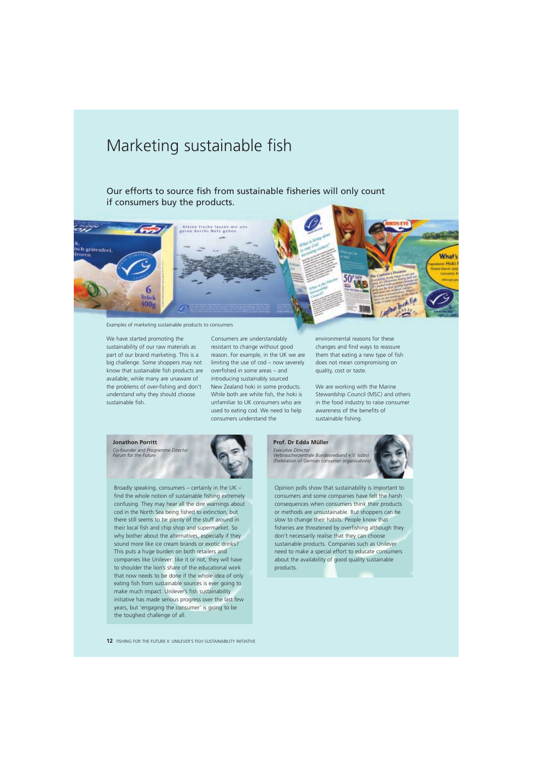# Marketing sustainable fish

Our efforts to source fish from sustainable fisheries will only count if consumers buy the products.

Examples of marketing sustainable products to consumers

We have started promoting the sustainability of our raw materials as part of our brand marketing. This is a big challenge. Some shoppers may not know that sustainable fish products are available, while many are unaware of the problems of over-fishing and don't understand why they should choose sustainable fish.

Consumers are understandably resistant to change without good reason. For example, in the UK we are limiting the use of cod – now severely overfished in some areas – and introducing sustainably sourced New Zealand hoki in some products. While both are white fish, the hoki is unfamiliar to UK consumers who are used to eating cod. We need to help consumers understand the environmental reasons for these changes and find ways to reassure them that eating a new type of fish does not mean compromising on quality, cost or taste.

We are working with the Marine Stewardship Council (MSC) and others in the food industry to raise consumer awareness of the benefits of sustainable fishing.

**Jonathon Porritt**
*Co-founder and Programme Director*
*Forum for the Future*

Broadly speaking, consumers – certainly in the UK – find the whole notion of sustainable fishing extremely confusing. They may hear all the dire warnings about cod in the North Sea being fished to extinction, but there still seems to be plenty of the stuff around in their local fish and chip shop and supermarket. So why bother about the alternatives, especially if they sound more like ice cream brands or exotic drinks? This puts a huge burden on both retailers and companies like Unilever: like it or not, they will have to shoulder the lion's share of the educational work that now needs to be done if the whole idea of only eating fish from sustainable sources is ever going to make much impact. Unilever's fish sustainability initiative has made serious progress over the last few years, but 'engaging the consumer' is going to be the toughest challenge of all.

**Prof. Dr Edda Müller**
*Executive Director*
*Verbraucherzentrale Bundesverband e.V. (vzbv)*
*(Federation of German consumer organisations)*

Opinion polls show that sustainability is important to consumers and some companies have felt the harsh consequences when consumers think their products or methods are unsustainable. But shoppers can be slow to change their habits. People know that fisheries are threatened by overfishing although they don't necessarily realise that they can choose sustainable products. Companies such as Unilever need to make a special effort to educate consumers about the availability of good quality sustainable products.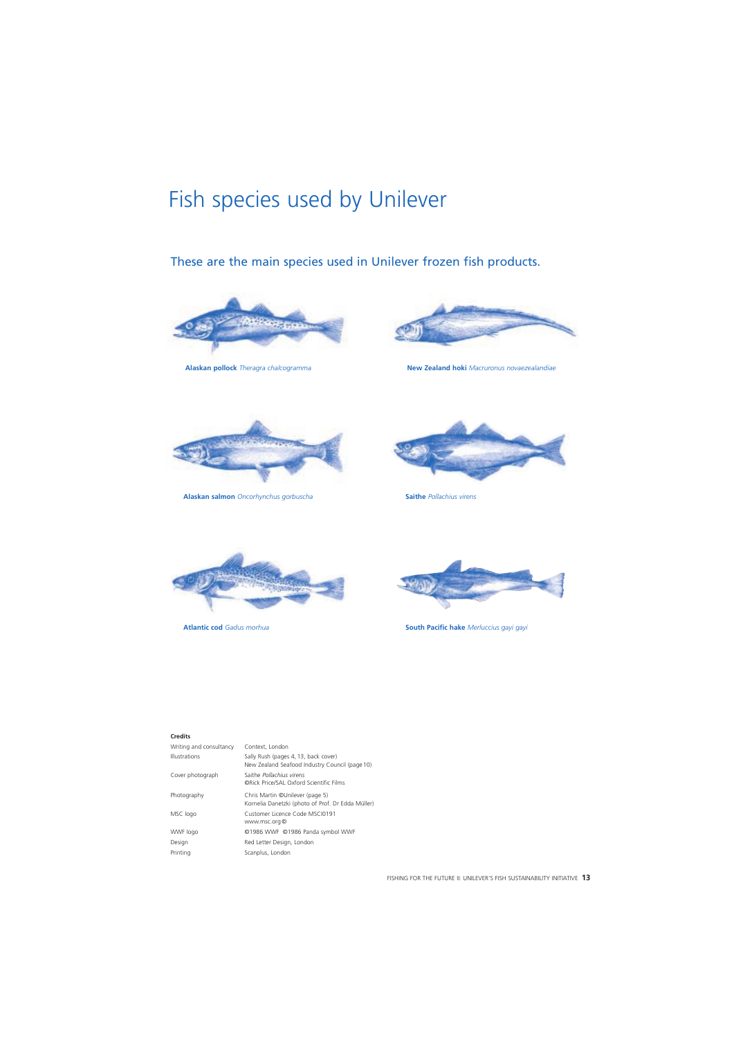# Fish species used by Unilever

## These are the main species used in Unilever frozen fish products.

**Alaskan pollock** *Theragra chalcogramma*

**New Zealand hoki** *Macruronus novaezealandiae*

**Alaskan salmon** *Oncorhynchus gorbuscha*

**Saithe** *Pollachius virens*

**Atlantic cod** *Gadus morhua*

**South Pacific hake** *Merluccius gayi gayi*

**Credits**

| | |
|---|---|
| Writing and consultancy | Context, London |
| Illustrations | Sally Rush (pages 4, 13, back cover)<br>New Zealand Seafood Industry Council (page 10) |
| Cover photograph | Saithe *Pollachius virens*<br>©Rick Price/SAL Oxford Scientific Films |
| Photography | Chris Martin ©Unilever (page 5)<br>Kornelia Danetzki (photo of Prof. Dr Edda Müller) |
| MSC logo | Customer Licence Code MSCI0191<br>www.msc.org © |
| WWF logo | ©1986 WWF ©1986 Panda symbol WWF |
| Design | Red Letter Design, London |
| Printing | Scanplus, London |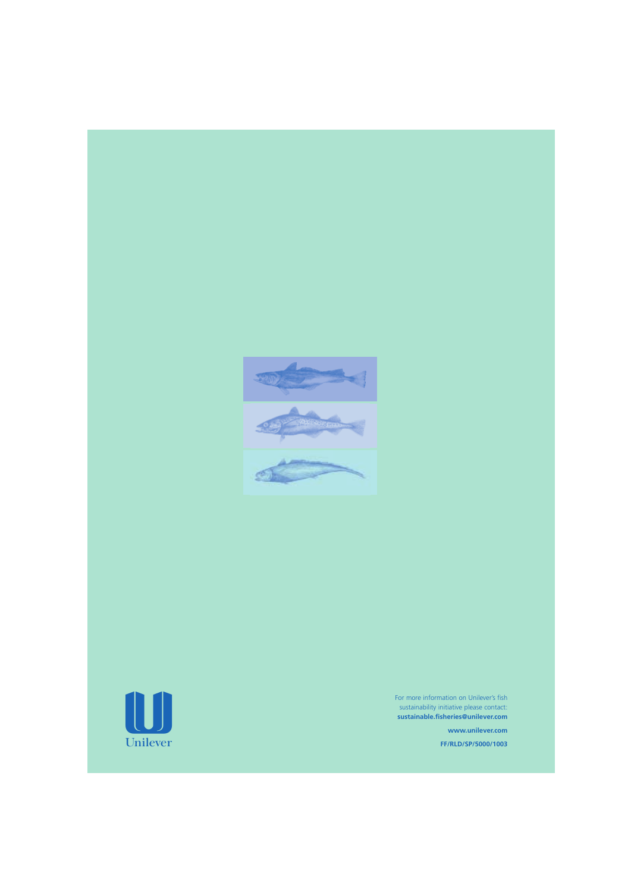Unilever

For more information on Unilever's fish sustainability initiative please contact:
**sustainable.fisheries@unilever.com**

**www.unilever.com**

**FF/RLD/SP/5000/1003**